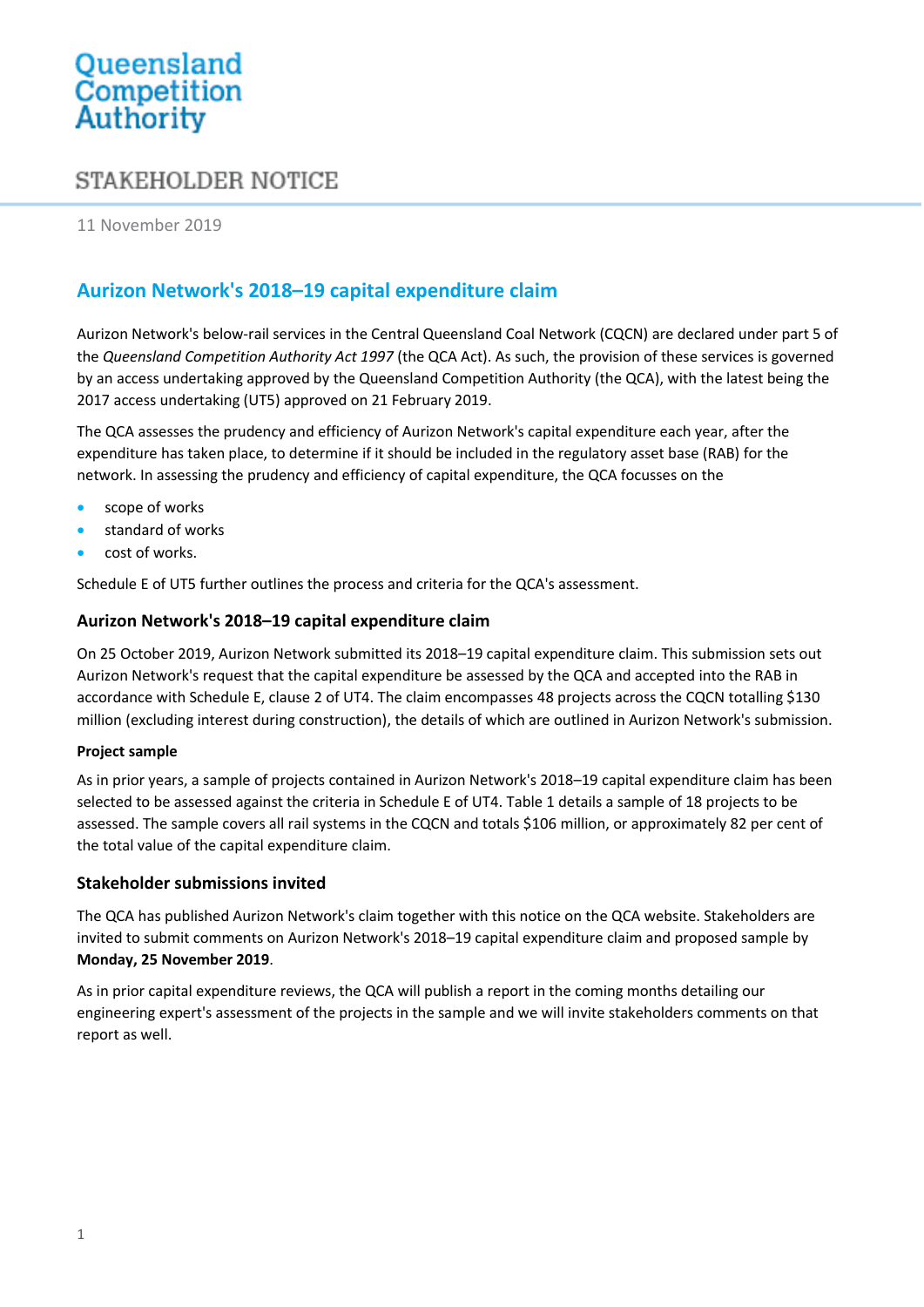Queensland Competition Authority

STAKEHOLDER NOTICE

11 November 2019

# Aurizon Network's 2018–19 capital expenditure claim

Aurizon Network's below-rail services in the Central Queensland Coal Network (CQCN) are declared under part 5 of the *Queensland Competition Authority Act 1997* (the QCA Act). As such, the provision of these services is governed by an access undertaking approved by the Queensland Competition Authority (the QCA), with the latest being the 2017 access undertaking (UT5) approved on 21 February 2019.

The QCA assesses the prudency and efficiency of Aurizon Network's capital expenditure each year, after the expenditure has taken place, to determine if it should be included in the regulatory asset base (RAB) for the network. In assessing the prudency and efficiency of capital expenditure, the QCA focusses on the

- scope of works
- standard of works
- cost of works.

Schedule E of UT5 further outlines the process and criteria for the QCA's assessment.

## Aurizon Network's 2018–19 capital expenditure claim

On 25 October 2019, Aurizon Network submitted its 2018–19 capital expenditure claim. This submission sets out Aurizon Network's request that the capital expenditure be assessed by the QCA and accepted into the RAB in accordance with Schedule E, clause 2 of UT4. The claim encompasses 48 projects across the CQCN totalling $130 million (excluding interest during construction), the details of which are outlined in Aurizon Network's submission.

### Project sample

As in prior years, a sample of projects contained in Aurizon Network's 2018–19 capital expenditure claim has been selected to be assessed against the criteria in Schedule E of UT4. Table 1 details a sample of 18 projects to be assessed. The sample covers all rail systems in the CQCN and totals $106 million, or approximately 82 per cent of the total value of the capital expenditure claim.

## Stakeholder submissions invited

The QCA has published Aurizon Network's claim together with this notice on the QCA website. Stakeholders are invited to submit comments on Aurizon Network's 2018–19 capital expenditure claim and proposed sample by **Monday, 25 November 2019**.

As in prior capital expenditure reviews, the QCA will publish a report in the coming months detailing our engineering expert's assessment of the projects in the sample and we will invite stakeholders comments on that report as well.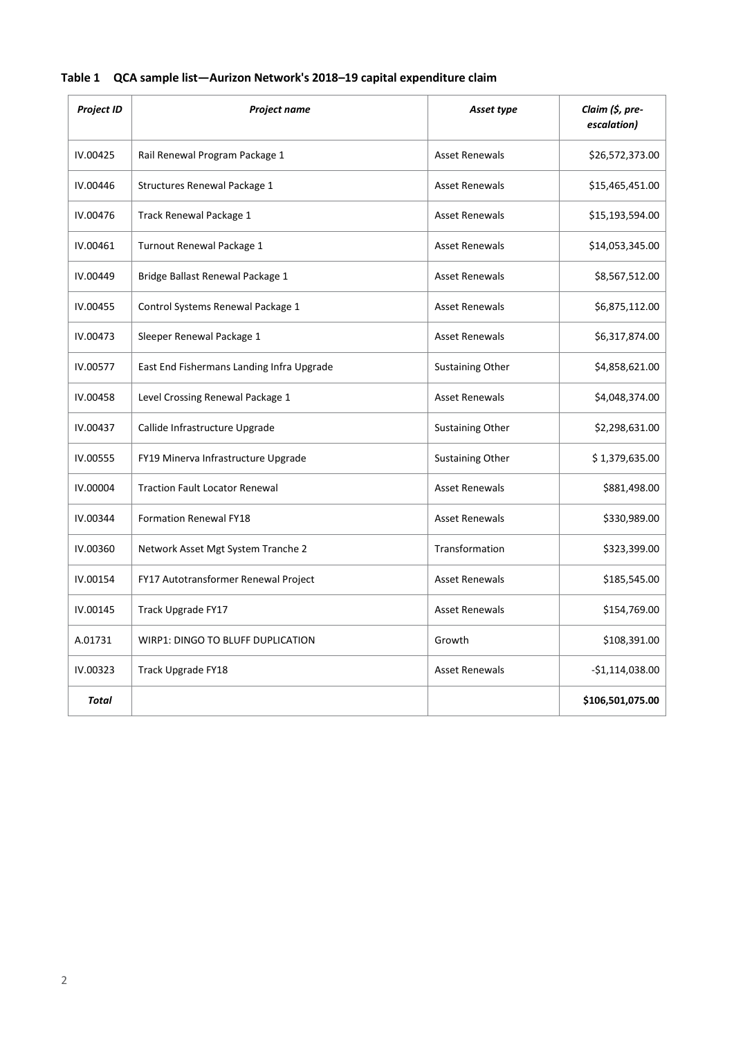**Table 1 QCA sample list—Aurizon Network's 2018–19 capital expenditure claim**

| *Project ID* | *Project name* | *Asset type* | *Claim ($, pre-escalation)* |
|---|---|---|---|
| IV.00425 | Rail Renewal Program Package 1 | Asset Renewals | $26,572,373.00 |
| IV.00446 | Structures Renewal Package 1 | Asset Renewals | $15,465,451.00 |
| IV.00476 | Track Renewal Package 1 | Asset Renewals | $15,193,594.00 |
| IV.00461 | Turnout Renewal Package 1 | Asset Renewals | $14,053,345.00 |
| IV.00449 | Bridge Ballast Renewal Package 1 | Asset Renewals | $8,567,512.00 |
| IV.00455 | Control Systems Renewal Package 1 | Asset Renewals | $6,875,112.00 |
| IV.00473 | Sleeper Renewal Package 1 | Asset Renewals | $6,317,874.00 |
| IV.00577 | East End Fishermans Landing Infra Upgrade | Sustaining Other | $4,858,621.00 |
| IV.00458 | Level Crossing Renewal Package 1 | Asset Renewals | $4,048,374.00 |
| IV.00437 | Callide Infrastructure Upgrade | Sustaining Other | $2,298,631.00 |
| IV.00555 | FY19 Minerva Infrastructure Upgrade | Sustaining Other | $ 1,379,635.00 |
| IV.00004 | Traction Fault Locator Renewal | Asset Renewals | $881,498.00 |
| IV.00344 | Formation Renewal FY18 | Asset Renewals | $330,989.00 |
| IV.00360 | Network Asset Mgt System Tranche 2 | Transformation | $323,399.00 |
| IV.00154 | FY17 Autotransformer Renewal Project | Asset Renewals | $185,545.00 |
| IV.00145 | Track Upgrade FY17 | Asset Renewals | $154,769.00 |
| A.01731 | WIRP1: DINGO TO BLUFF DUPLICATION | Growth | $108,391.00 |
| IV.00323 | Track Upgrade FY18 | Asset Renewals | -$1,114,038.00 |
| ***Total*** | | | **$106,501,075.00** |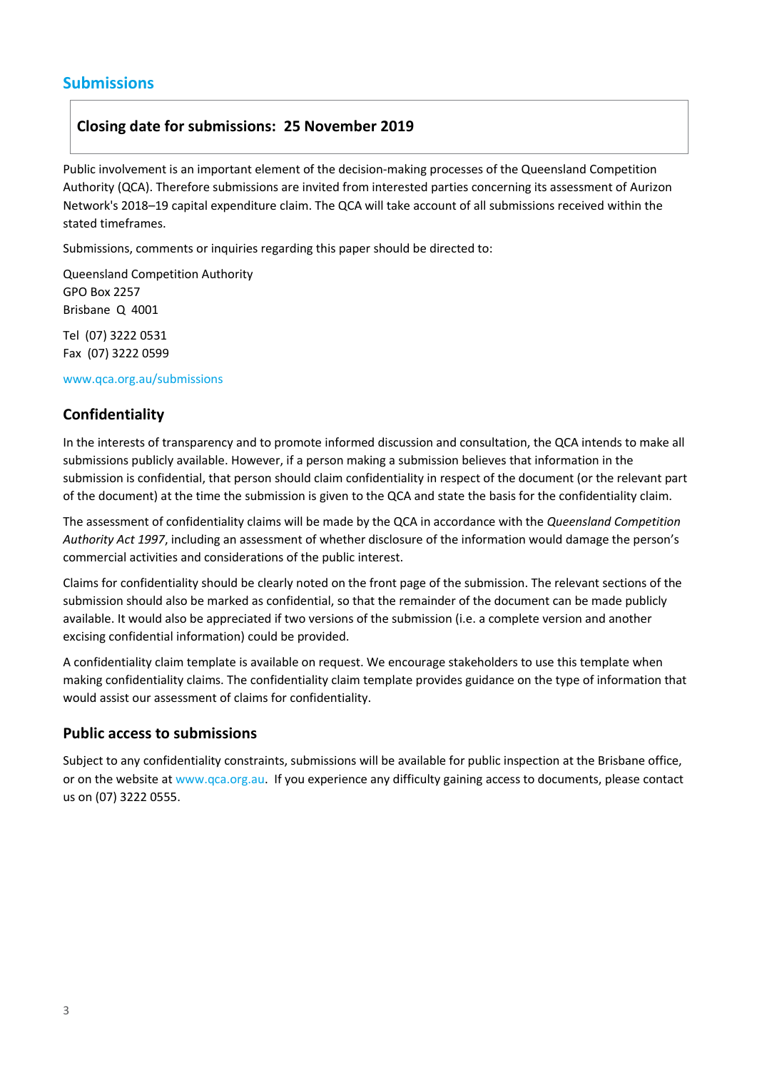## Submissions

**Closing date for submissions: 25 November 2019**

Public involvement is an important element of the decision-making processes of the Queensland Competition Authority (QCA). Therefore submissions are invited from interested parties concerning its assessment of Aurizon Network's 2018–19 capital expenditure claim. The QCA will take account of all submissions received within the stated timeframes.

Submissions, comments or inquiries regarding this paper should be directed to:

Queensland Competition Authority
GPO Box 2257
Brisbane Q 4001

Tel (07) 3222 0531
Fax (07) 3222 0599

www.qca.org.au/submissions

### Confidentiality

In the interests of transparency and to promote informed discussion and consultation, the QCA intends to make all submissions publicly available. However, if a person making a submission believes that information in the submission is confidential, that person should claim confidentiality in respect of the document (or the relevant part of the document) at the time the submission is given to the QCA and state the basis for the confidentiality claim.

The assessment of confidentiality claims will be made by the QCA in accordance with the *Queensland Competition Authority Act 1997*, including an assessment of whether disclosure of the information would damage the person's commercial activities and considerations of the public interest.

Claims for confidentiality should be clearly noted on the front page of the submission. The relevant sections of the submission should also be marked as confidential, so that the remainder of the document can be made publicly available. It would also be appreciated if two versions of the submission (i.e. a complete version and another excising confidential information) could be provided.

A confidentiality claim template is available on request. We encourage stakeholders to use this template when making confidentiality claims. The confidentiality claim template provides guidance on the type of information that would assist our assessment of claims for confidentiality.

### Public access to submissions

Subject to any confidentiality constraints, submissions will be available for public inspection at the Brisbane office, or on the website at www.qca.org.au. If you experience any difficulty gaining access to documents, please contact us on (07) 3222 0555.